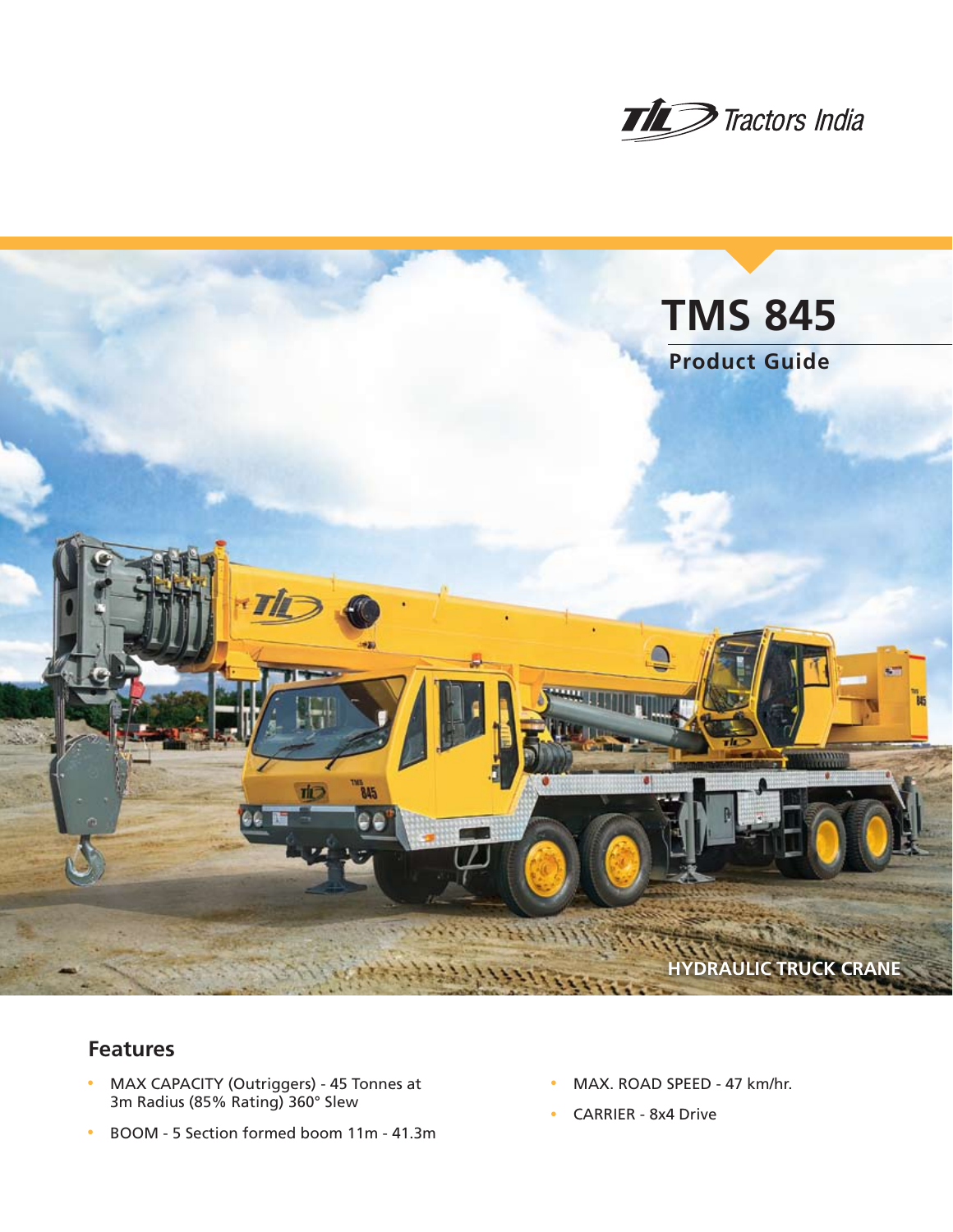Tractors India

# TMS 845

## Product Guide

HYDRAULIC TRUCK CRANE

## Features

- MAX CAPACITY (Outriggers) - 45 Tonnes at 3m Radius (85% Rating) 360° Slew
- BOOM - 5 Section formed boom 11m - 41.3m
- MAX. ROAD SPEED - 47 km/hr.
- CARRIER - 8x4 Drive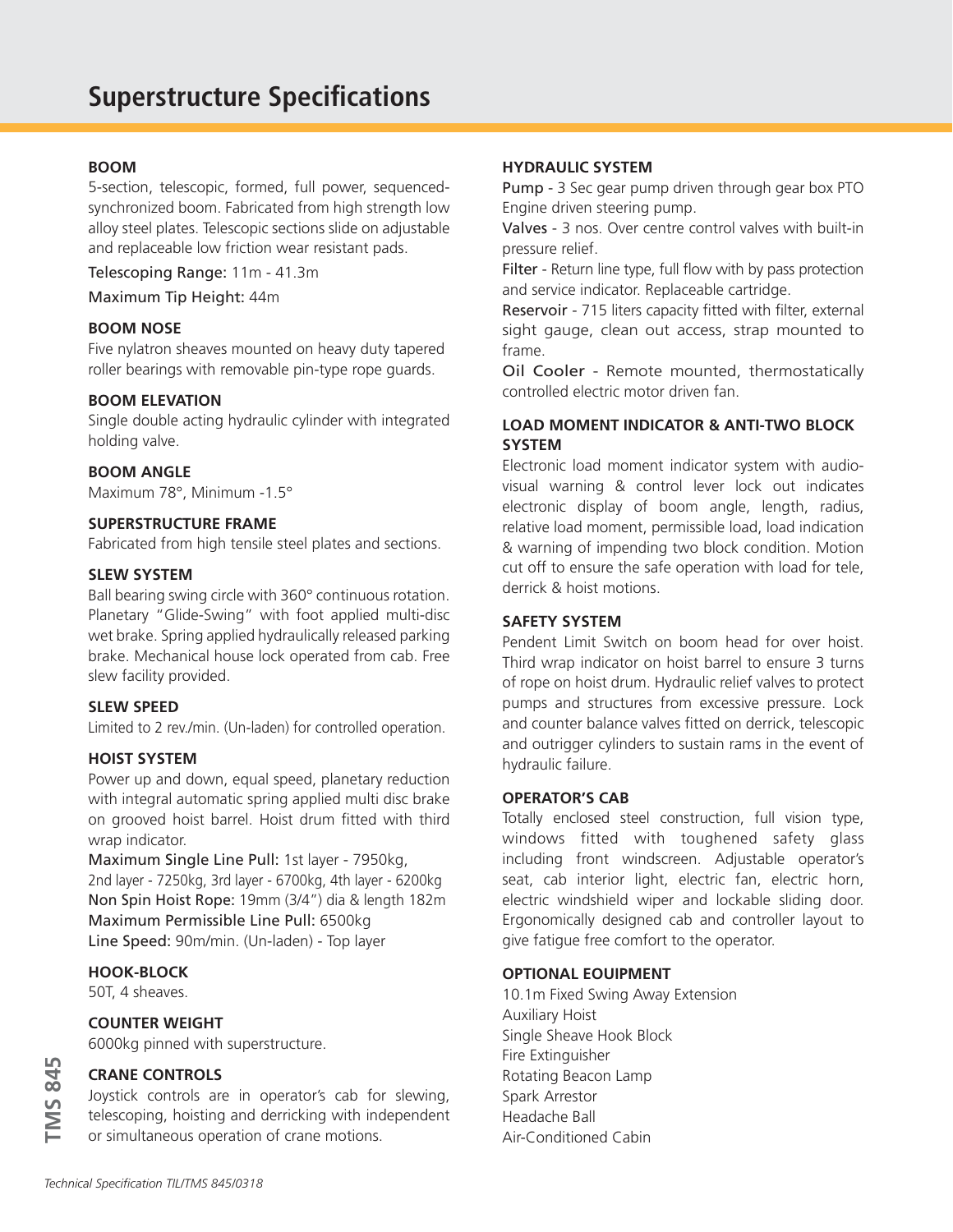# Superstructure Specifications

**BOOM**

5-section, telescopic, formed, full power, sequenced-synchronized boom. Fabricated from high strength low alloy steel plates. Telescopic sections slide on adjustable and replaceable low friction wear resistant pads.

Telescoping Range: 11m - 41.3m

Maximum Tip Height: 44m

**BOOM NOSE**

Five nylatron sheaves mounted on heavy duty tapered roller bearings with removable pin-type rope guards.

**BOOM ELEVATION**

Single double acting hydraulic cylinder with integrated holding valve.

**BOOM ANGLE**

Maximum 78°, Minimum -1.5°

**SUPERSTRUCTURE FRAME**

Fabricated from high tensile steel plates and sections.

**SLEW SYSTEM**

Ball bearing swing circle with 360° continuous rotation. Planetary "Glide-Swing" with foot applied multi-disc wet brake. Spring applied hydraulically released parking brake. Mechanical house lock operated from cab. Free slew facility provided.

**SLEW SPEED**

Limited to 2 rev./min. (Un-laden) for controlled operation.

**HOIST SYSTEM**

Power up and down, equal speed, planetary reduction with integral automatic spring applied multi disc brake on grooved hoist barrel. Hoist drum fitted with third wrap indicator.

Maximum Single Line Pull: 1st layer - 7950kg, 2nd layer - 7250kg, 3rd layer - 6700kg, 4th layer - 6200kg

Non Spin Hoist Rope: 19mm (3/4") dia & length 182m

Maximum Permissible Line Pull: 6500kg

Line Speed: 90m/min. (Un-laden) - Top layer

**HOOK-BLOCK**

50T, 4 sheaves.

**COUNTER WEIGHT**

6000kg pinned with superstructure.

**CRANE CONTROLS**

Joystick controls are in operator's cab for slewing, telescoping, hoisting and derricking with independent or simultaneous operation of crane motions.

**HYDRAULIC SYSTEM**

Pump - 3 Sec gear pump driven through gear box PTO Engine driven steering pump.

Valves - 3 nos. Over centre control valves with built-in pressure relief.

Filter - Return line type, full flow with by pass protection and service indicator. Replaceable cartridge.

Reservoir - 715 liters capacity fitted with filter, external sight gauge, clean out access, strap mounted to frame.

Oil Cooler - Remote mounted, thermostatically controlled electric motor driven fan.

**LOAD MOMENT INDICATOR & ANTI-TWO BLOCK SYSTEM**

Electronic load moment indicator system with audio-visual warning & control lever lock out indicates electronic display of boom angle, length, radius, relative load moment, permissible load, load indication & warning of impending two block condition. Motion cut off to ensure the safe operation with load for tele, derrick & hoist motions.

**SAFETY SYSTEM**

Pendent Limit Switch on boom head for over hoist. Third wrap indicator on hoist barrel to ensure 3 turns of rope on hoist drum. Hydraulic relief valves to protect pumps and structures from excessive pressure. Lock and counter balance valves fitted on derrick, telescopic and outrigger cylinders to sustain rams in the event of hydraulic failure.

**OPERATOR'S CAB**

Totally enclosed steel construction, full vision type, windows fitted with toughened safety glass including front windscreen. Adjustable operator's seat, cab interior light, electric fan, electric horn, electric windshield wiper and lockable sliding door. Ergonomically designed cab and controller layout to give fatigue free comfort to the operator.

**OPTIONAL EOUIPMENT**

10.1m Fixed Swing Away Extension
Auxiliary Hoist
Single Sheave Hook Block
Fire Extinguisher
Rotating Beacon Lamp
Spark Arrestor
Headache Ball
Air-Conditioned Cabin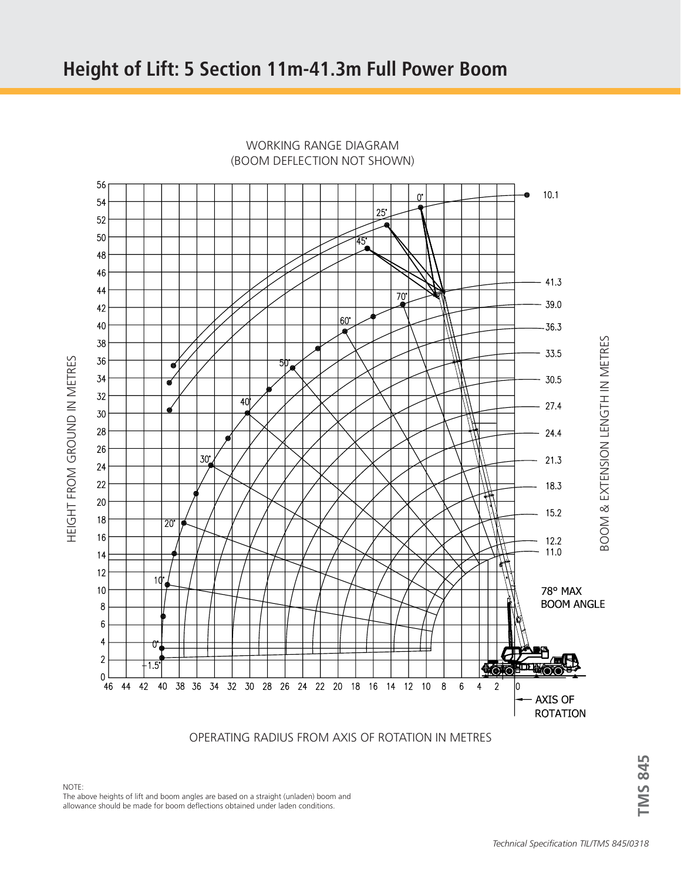# Height of Lift: 5 Section 11m-41.3m Full Power Boom

WORKING RANGE DIAGRAM
(BOOM DEFLECTION NOT SHOWN)

HEIGHT FROM GROUND IN METRES

BOOM & EXTENSION LENGTH IN METRES

78° MAX BOOM ANGLE

AXIS OF ROTATION

OPERATING RADIUS FROM AXIS OF ROTATION IN METRES

NOTE:
The above heights of lift and boom angles are based on a straight (unladen) boom and allowance should be made for boom deflections obtained under laden conditions.

*Technical Specification TIL/TMS 845/0318*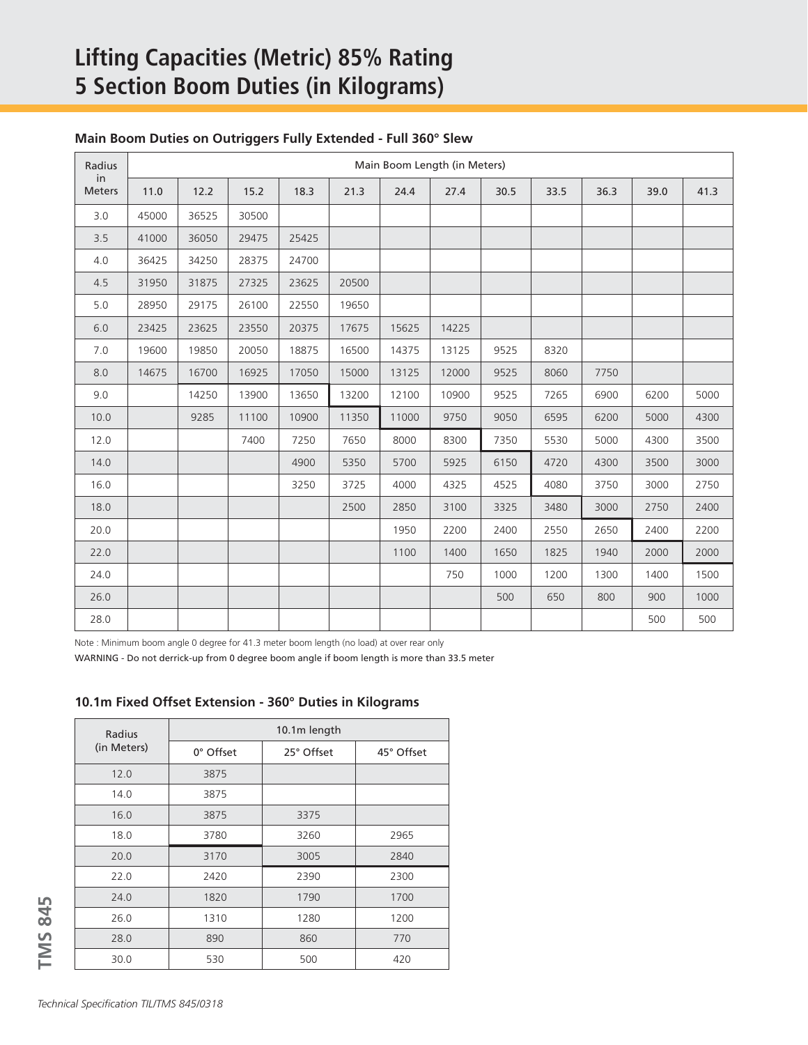# Lifting Capacities (Metric) 85% Rating
# 5 Section Boom Duties (in Kilograms)

### Main Boom Duties on Outriggers Fully Extended - Full 360° Slew

| Radius in Meters | Main Boom Length (in Meters) | | | | | | | | | | | |
|---|---|---|---|---|---|---|---|---|---|---|---|---|
| | 11.0 | 12.2 | 15.2 | 18.3 | 21.3 | 24.4 | 27.4 | 30.5 | 33.5 | 36.3 | 39.0 | 41.3 |
| 3.0 | 45000 | 36525 | 30500 | | | | | | | | | |
| 3.5 | 41000 | 36050 | 29475 | 25425 | | | | | | | | |
| 4.0 | 36425 | 34250 | 28375 | 24700 | | | | | | | | |
| 4.5 | 31950 | 31875 | 27325 | 23625 | 20500 | | | | | | | |
| 5.0 | 28950 | 29175 | 26100 | 22550 | 19650 | | | | | | | |
| 6.0 | 23425 | 23625 | 23550 | 20375 | 17675 | 15625 | 14225 | | | | | |
| 7.0 | 19600 | 19850 | 20050 | 18875 | 16500 | 14375 | 13125 | 9525 | 8320 | | | |
| 8.0 | 14675 | 16700 | 16925 | 17050 | 15000 | 13125 | 12000 | 9525 | 8060 | 7750 | | |
| 9.0 | | 14250 | 13900 | 13650 | 13200 | 12100 | 10900 | 9525 | 7265 | 6900 | 6200 | 5000 |
| 10.0 | | 9285 | 11100 | 10900 | 11350 | 11000 | 9750 | 9050 | 6595 | 6200 | 5000 | 4300 |
| 12.0 | | | 7400 | 7250 | 7650 | 8000 | 8300 | 7350 | 5530 | 5000 | 4300 | 3500 |
| 14.0 | | | | 4900 | 5350 | 5700 | 5925 | 6150 | 4720 | 4300 | 3500 | 3000 |
| 16.0 | | | | 3250 | 3725 | 4000 | 4325 | 4525 | 4080 | 3750 | 3000 | 2750 |
| 18.0 | | | | | 2500 | 2850 | 3100 | 3325 | 3480 | 3000 | 2750 | 2400 |
| 20.0 | | | | | | 1950 | 2200 | 2400 | 2550 | 2650 | 2400 | 2200 |
| 22.0 | | | | | | 1100 | 1400 | 1650 | 1825 | 1940 | 2000 | 2000 |
| 24.0 | | | | | | | 750 | 1000 | 1200 | 1300 | 1400 | 1500 |
| 26.0 | | | | | | | | 500 | 650 | 800 | 900 | 1000 |
| 28.0 | | | | | | | | | | | 500 | 500 |

Note : Minimum boom angle 0 degree for 41.3 meter boom length (no load) at over rear only

WARNING - Do not derrick-up from 0 degree boom angle if boom length is more than 33.5 meter

### 10.1m Fixed Offset Extension - 360° Duties in Kilograms

| Radius (in Meters) | 10.1m length | | |
|---|---|---|---|
| | 0° Offset | 25° Offset | 45° Offset |
| 12.0 | 3875 | | |
| 14.0 | 3875 | | |
| 16.0 | 3875 | 3375 | |
| 18.0 | 3780 | 3260 | 2965 |
| 20.0 | 3170 | 3005 | 2840 |
| 22.0 | 2420 | 2390 | 2300 |
| 24.0 | 1820 | 1790 | 1700 |
| 26.0 | 1310 | 1280 | 1200 |
| 28.0 | 890 | 860 | 770 |
| 30.0 | 530 | 500 | 420 |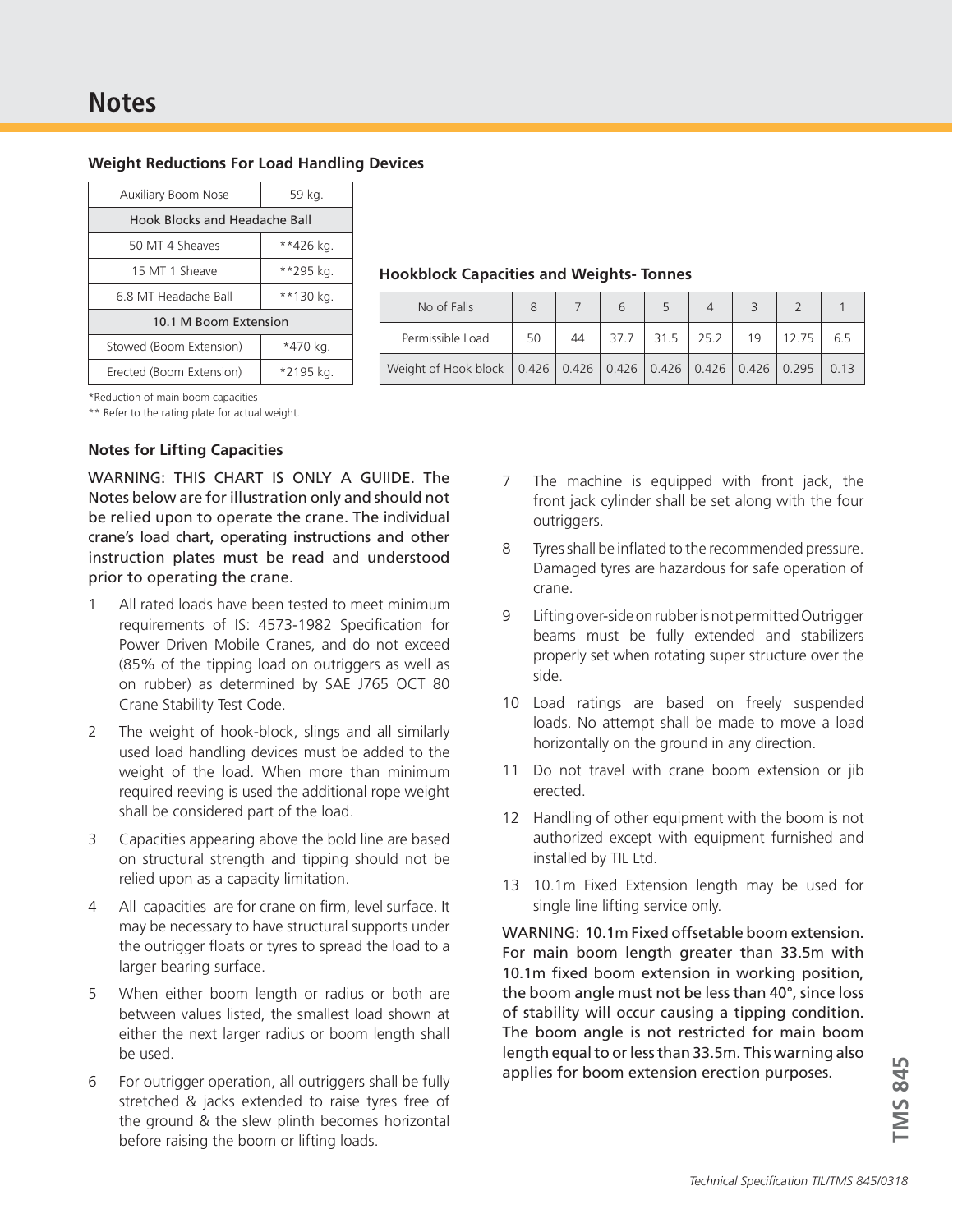# Notes

### Weight Reductions For Load Handling Devices

| Auxiliary Boom Nose | 59 kg. |
|---|---|
| **Hook Blocks and Headache Ball** | |
| 50 MT 4 Sheaves | **426 kg. |
| 15 MT 1 Sheave | **295 kg. |
| 6.8 MT Headache Ball | **130 kg. |
| **10.1 M Boom Extension** | |
| Stowed (Boom Extension) | *470 kg. |
| Erected (Boom Extension) | *2195 kg. |

*Reduction of main boom capacities

** Refer to the rating plate for actual weight.

### Hookblock Capacities and Weights- Tonnes

| No of Falls | 8 | 7 | 6 | 5 | 4 | 3 | 2 | 1 |
|---|---|---|---|---|---|---|---|---|
| Permissible Load | 50 | 44 | 37.7 | 31.5 | 25.2 | 19 | 12.75 | 6.5 |
| Weight of Hook block | 0.426 | 0.426 | 0.426 | 0.426 | 0.426 | 0.426 | 0.295 | 0.13 |

### Notes for Lifting Capacities

WARNING: THIS CHART IS ONLY A GUIIDE. The Notes below are for illustration only and should not be relied upon to operate the crane. The individual crane's load chart, operating instructions and other instruction plates must be read and understood prior to operating the crane.

1. All rated loads have been tested to meet minimum requirements of IS: 4573-1982 Specification for Power Driven Mobile Cranes, and do not exceed (85% of the tipping load on outriggers as well as on rubber) as determined by SAE J765 OCT 80 Crane Stability Test Code.
2. The weight of hook-block, slings and all similarly used load handling devices must be added to the weight of the load. When more than minimum required reeving is used the additional rope weight shall be considered part of the load.
3. Capacities appearing above the bold line are based on structural strength and tipping should not be relied upon as a capacity limitation.
4. All capacities are for crane on firm, level surface. It may be necessary to have structural supports under the outrigger floats or tyres to spread the load to a larger bearing surface.
5. When either boom length or radius or both are between values listed, the smallest load shown at either the next larger radius or boom length shall be used.
6. For outrigger operation, all outriggers shall be fully stretched & jacks extended to raise tyres free of the ground & the slew plinth becomes horizontal before raising the boom or lifting loads.
7. The machine is equipped with front jack, the front jack cylinder shall be set along with the four outriggers.
8. Tyres shall be inflated to the recommended pressure. Damaged tyres are hazardous for safe operation of crane.
9. Lifting over-side on rubber is not permitted Outrigger beams must be fully extended and stabilizers properly set when rotating super structure over the side.
10. Load ratings are based on freely suspended loads. No attempt shall be made to move a load horizontally on the ground in any direction.
11. Do not travel with crane boom extension or jib erected.
12. Handling of other equipment with the boom is not authorized except with equipment furnished and installed by TIL Ltd.
13. 10.1m Fixed Extension length may be used for single line lifting service only.

WARNING: 10.1m Fixed offsetable boom extension. For main boom length greater than 33.5m with 10.1m fixed boom extension in working position, the boom angle must not be less than 40°, since loss of stability will occur causing a tipping condition. The boom angle is not restricted for main boom length equal to or less than 33.5m. This warning also applies for boom extension erection purposes.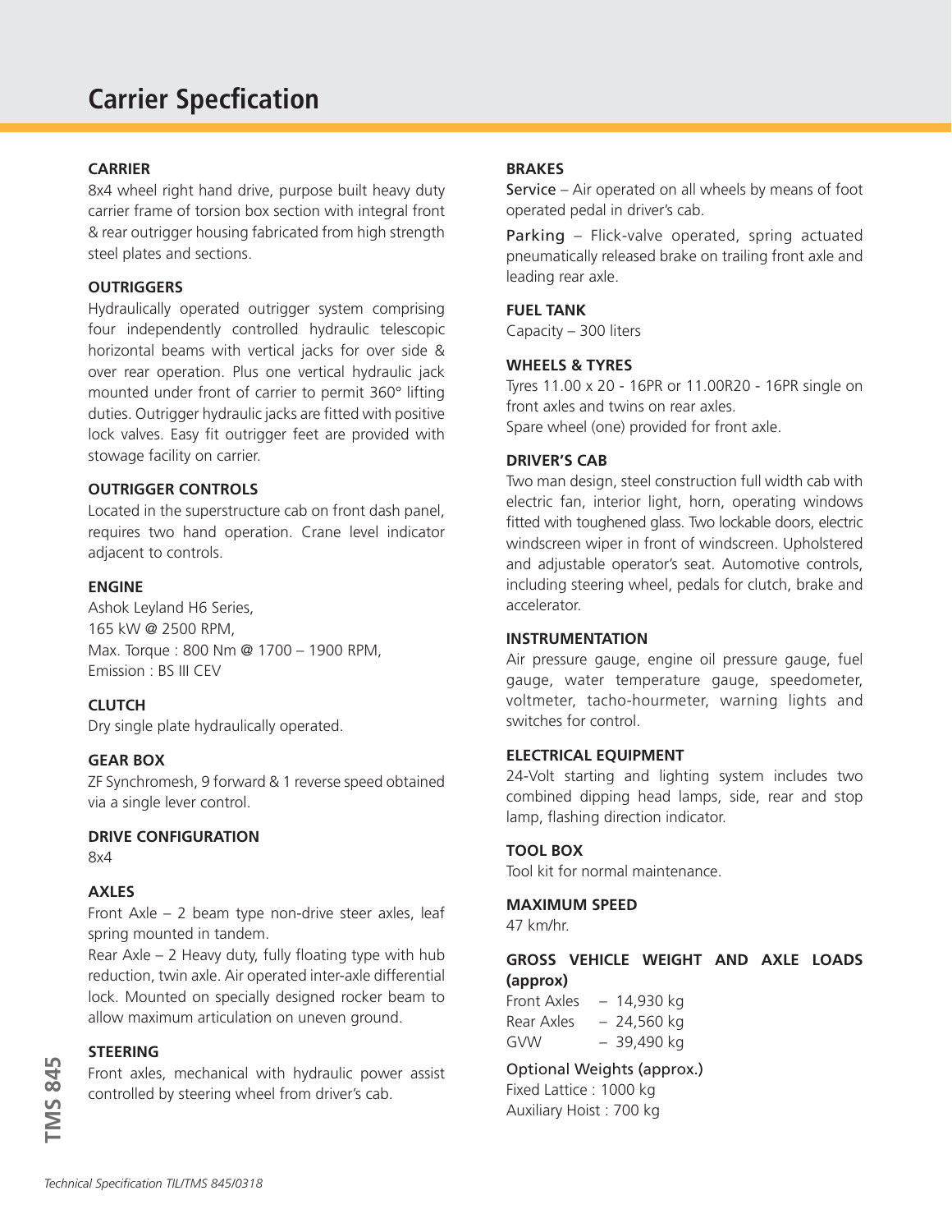# Carrier Specfication

### CARRIER

8x4 wheel right hand drive, purpose built heavy duty carrier frame of torsion box section with integral front & rear outrigger housing fabricated from high strength steel plates and sections.

### OUTRIGGERS

Hydraulically operated outrigger system comprising four independently controlled hydraulic telescopic horizontal beams with vertical jacks for over side & over rear operation. Plus one vertical hydraulic jack mounted under front of carrier to permit 360° lifting duties. Outrigger hydraulic jacks are fitted with positive lock valves. Easy fit outrigger feet are provided with stowage facility on carrier.

### OUTRIGGER CONTROLS

Located in the superstructure cab on front dash panel, requires two hand operation. Crane level indicator adjacent to controls.

### ENGINE

Ashok Leyland H6 Series,
165 kW @ 2500 RPM,
Max. Torque : 800 Nm @ 1700 – 1900 RPM,
Emission : BS III CEV

### CLUTCH

Dry single plate hydraulically operated.

### GEAR BOX

ZF Synchromesh, 9 forward & 1 reverse speed obtained via a single lever control.

### DRIVE CONFIGURATION

8x4

### AXLES

Front Axle – 2 beam type non-drive steer axles, leaf spring mounted in tandem.

Rear Axle – 2 Heavy duty, fully floating type with hub reduction, twin axle. Air operated inter-axle differential lock. Mounted on specially designed rocker beam to allow maximum articulation on uneven ground.

### STEERING

Front axles, mechanical with hydraulic power assist controlled by steering wheel from driver's cab.

### BRAKES

Service – Air operated on all wheels by means of foot operated pedal in driver's cab.

Parking – Flick-valve operated, spring actuated pneumatically released brake on trailing front axle and leading rear axle.

### FUEL TANK

Capacity – 300 liters

### WHEELS & TYRES

Tyres 11.00 x 20 - 16PR or 11.00R20 - 16PR single on front axles and twins on rear axles.
Spare wheel (one) provided for front axle.

### DRIVER'S CAB

Two man design, steel construction full width cab with electric fan, interior light, horn, operating windows fitted with toughened glass. Two lockable doors, electric windscreen wiper in front of windscreen. Upholstered and adjustable operator's seat. Automotive controls, including steering wheel, pedals for clutch, brake and accelerator.

### INSTRUMENTATION

Air pressure gauge, engine oil pressure gauge, fuel gauge, water temperature gauge, speedometer, voltmeter, tacho-hourmeter, warning lights and switches for control.

### ELECTRICAL EQUIPMENT

24-Volt starting and lighting system includes two combined dipping head lamps, side, rear and stop lamp, flashing direction indicator.

### TOOL BOX

Tool kit for normal maintenance.

### MAXIMUM SPEED

47 km/hr.

### GROSS VEHICLE WEIGHT AND AXLE LOADS (approx)

Front Axles – 14,930 kg
Rear Axles – 24,560 kg
GVW – 39,490 kg

Optional Weights (approx.)
Fixed Lattice : 1000 kg
Auxiliary Hoist : 700 kg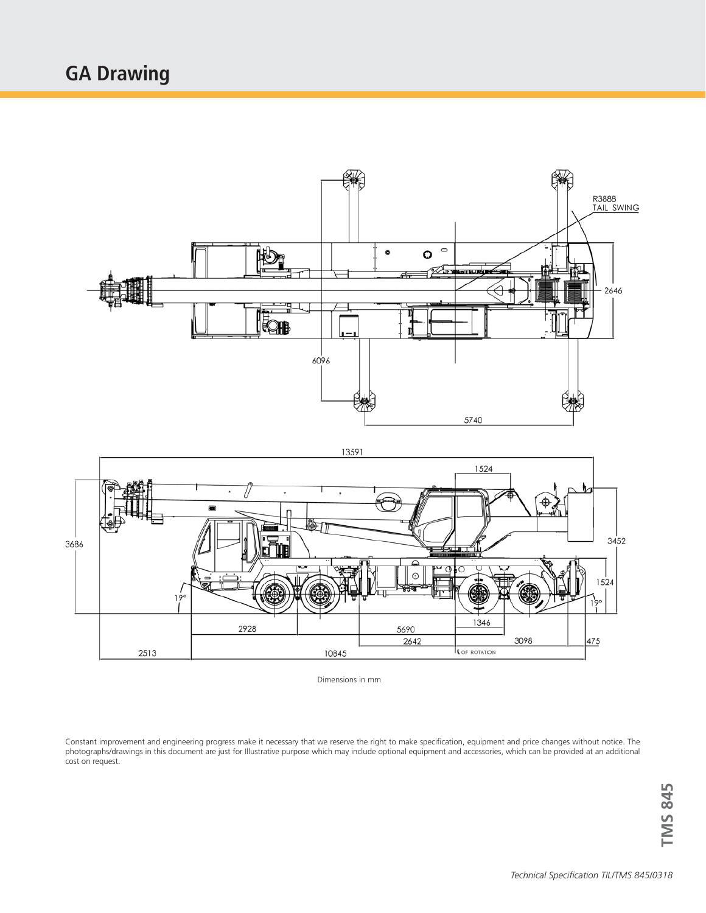# GA Drawing

Dimensions in mm

Constant improvement and engineering progress make it necessary that we reserve the right to make specification, equipment and price changes without notice. The photographs/drawings in this document are just for Illustrative purpose which may include optional equipment and accessories, which can be provided at an additional cost on request.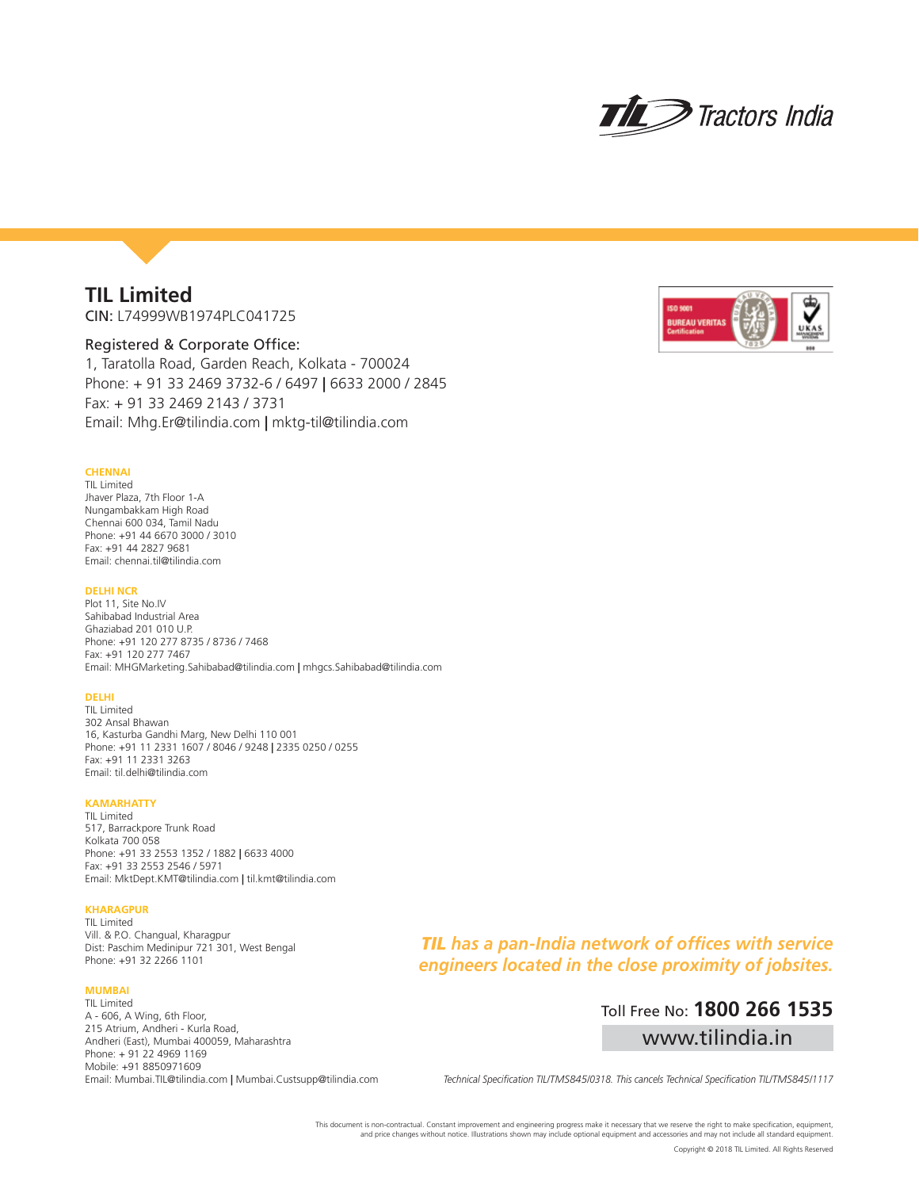TIL Tractors India

## TIL Limited

CIN: L74999WB1974PLC041725

Registered & Corporate Office:
1, Taratolla Road, Garden Reach, Kolkata - 700024
Phone: + 91 33 2469 3732-6 / 6497 | 6633 2000 / 2845
Fax: + 91 33 2469 2143 / 3731
Email: Mhg.Er@tilindia.com | mktg-til@tilindia.com

**CHENNAI**
TIL Limited
Jhaver Plaza, 7th Floor 1-A
Nungambakkam High Road
Chennai 600 034, Tamil Nadu
Phone: +91 44 6670 3000 / 3010
Fax: +91 44 2827 9681
Email: chennai.til@tilindia.com

**DELHI NCR**
Plot 11, Site No.IV
Sahibabad Industrial Area
Ghaziabad 201 010 U.P.
Phone: +91 120 277 8735 / 8736 / 7468
Fax: +91 120 277 7467
Email: MHGMarketing.Sahibabad@tilindia.com | mhgcs.Sahibabad@tilindia.com

**DELHI**
TIL Limited
302 Ansal Bhawan
16, Kasturba Gandhi Marg, New Delhi 110 001
Phone: +91 11 2331 1607 / 8046 / 9248 | 2335 0250 / 0255
Fax: +91 11 2331 3263
Email: til.delhi@tilindia.com

**KAMARHATTY**
TIL Limited
517, Barrackpore Trunk Road
Kolkata 700 058
Phone: +91 33 2553 1352 / 1882 | 6633 4000
Fax: +91 33 2553 2546 / 5971
Email: MktDept.KMT@tilindia.com | til.kmt@tilindia.com

**KHARAGPUR**
TIL Limited
Vill. & P.O. Changual, Kharagpur
Dist: Paschim Medinipur 721 301, West Bengal
Phone: +91 32 2266 1101

**MUMBAI**
TIL Limited
A - 606, A Wing, 6th Floor,
215 Atrium, Andheri - Kurla Road,
Andheri (East), Mumbai 400059, Maharashtra
Phone: + 91 22 4969 1169
Mobile: +91 8850971609
Email: Mumbai.TIL@tilindia.com | Mumbai.Custsupp@tilindia.com

***TIL has a pan-India network of offices with service engineers located in the close proximity of jobsites.***

Toll Free No: **1800 266 1535**

www.tilindia.in

*Technical Specification TIL/TMS845/0318. This cancels Technical Specification TIL/TMS845/1117*

This document is non-contractual. Constant improvement and engineering progress make it necessary that we reserve the right to make specification, equipment, and price changes without notice. Illustrations shown may include optional equipment and accessories and may not include all standard equipment.

Copyright © 2018 TIL Limited. All Rights Reserved